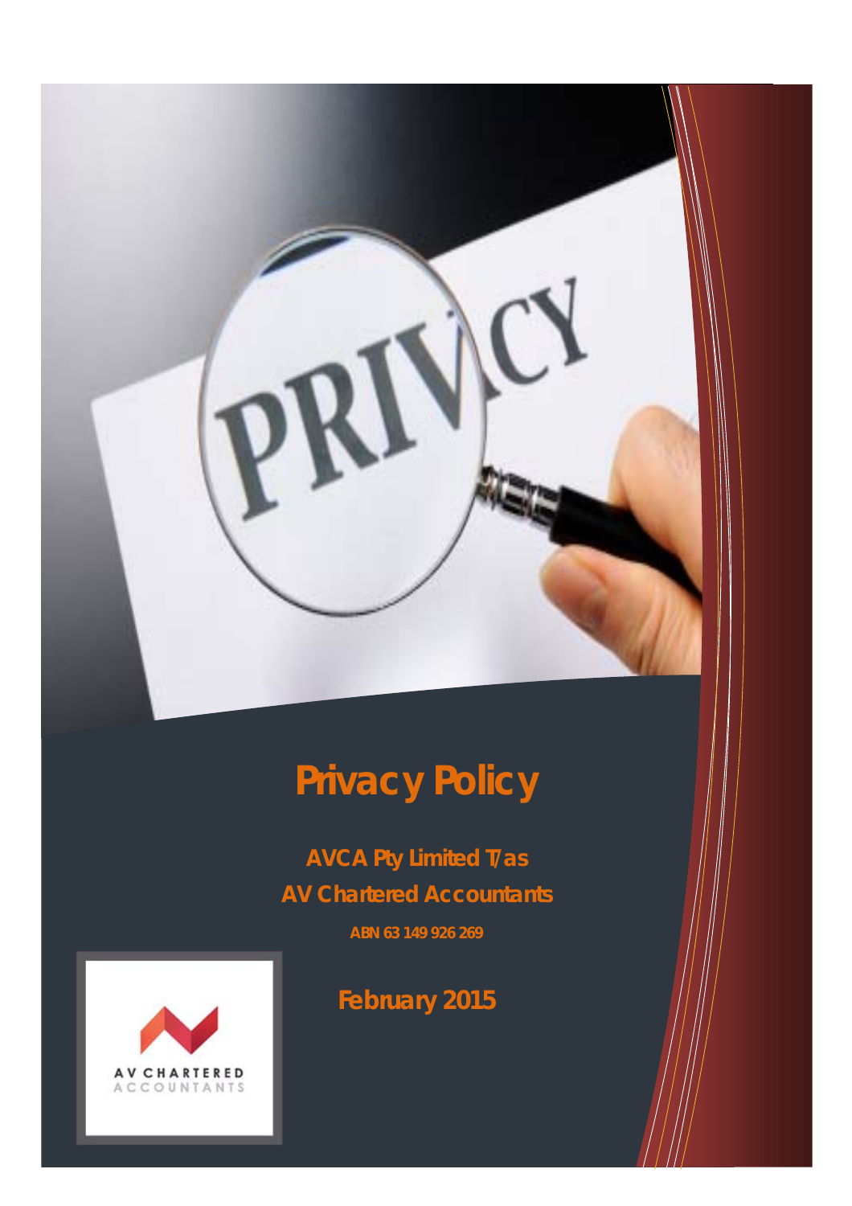# Privacy Policy

**AVCA Pty Limited T/as**

**AV Chartered Accountants**

**ABN 63 149 926 269**

**February 2015**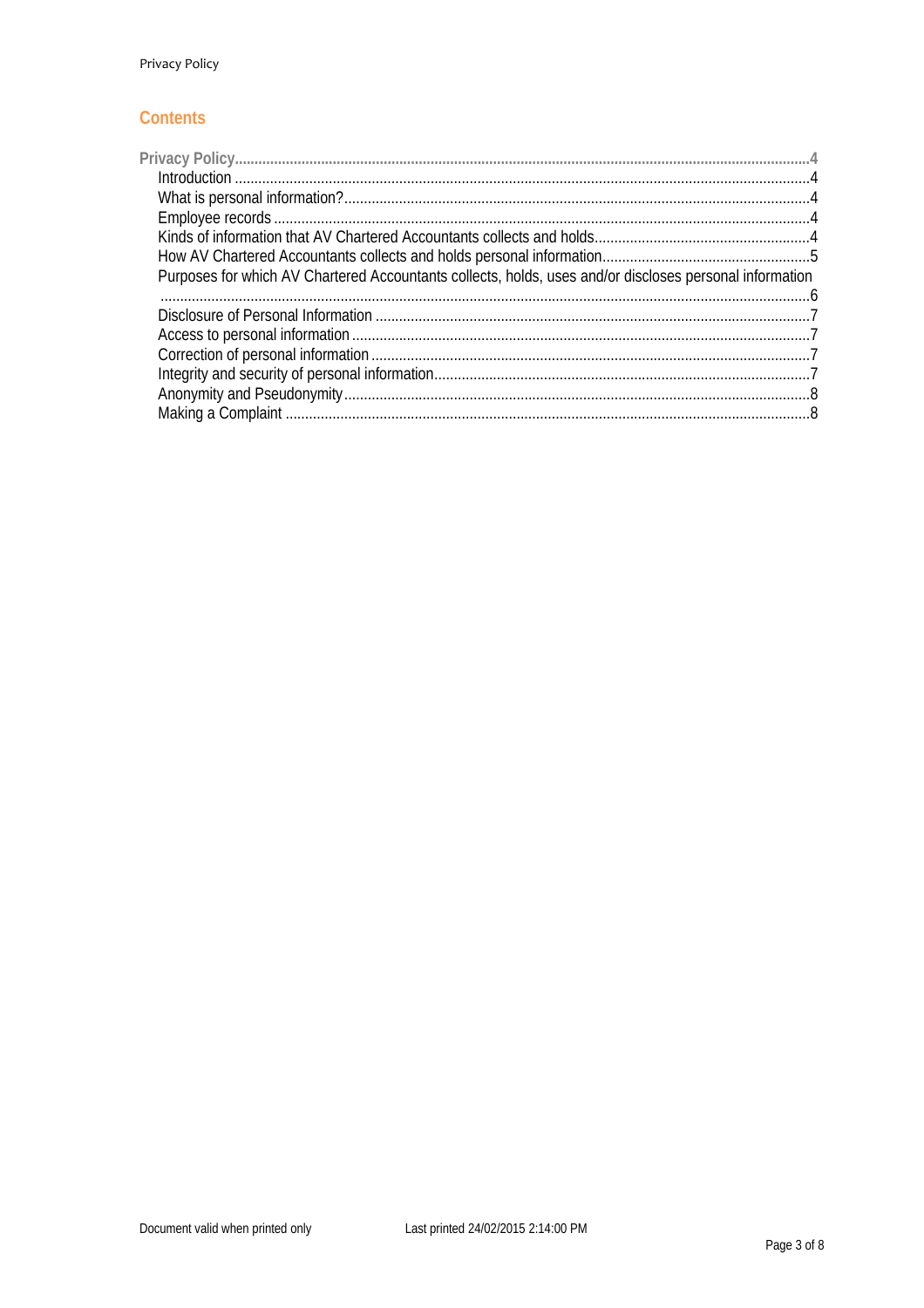## Contents

- Privacy Policy ..... 4
  - Introduction ..... 4
  - What is personal information? ..... 4
  - Employee records ..... 4
  - Kinds of information that AV Chartered Accountants collects and holds ..... 4
  - How AV Chartered Accountants collects and holds personal information ..... 5
  - Purposes for which AV Chartered Accountants collects, holds, uses and/or discloses personal information ..... 6
  - Disclosure of Personal Information ..... 7
  - Access to personal information ..... 7
  - Correction of personal information ..... 7
  - Integrity and security of personal information ..... 7
  - Anonymity and Pseudonymity ..... 8
  - Making a Complaint ..... 8

Document valid when printed only

Last printed 24/02/2015 2:14:00 PM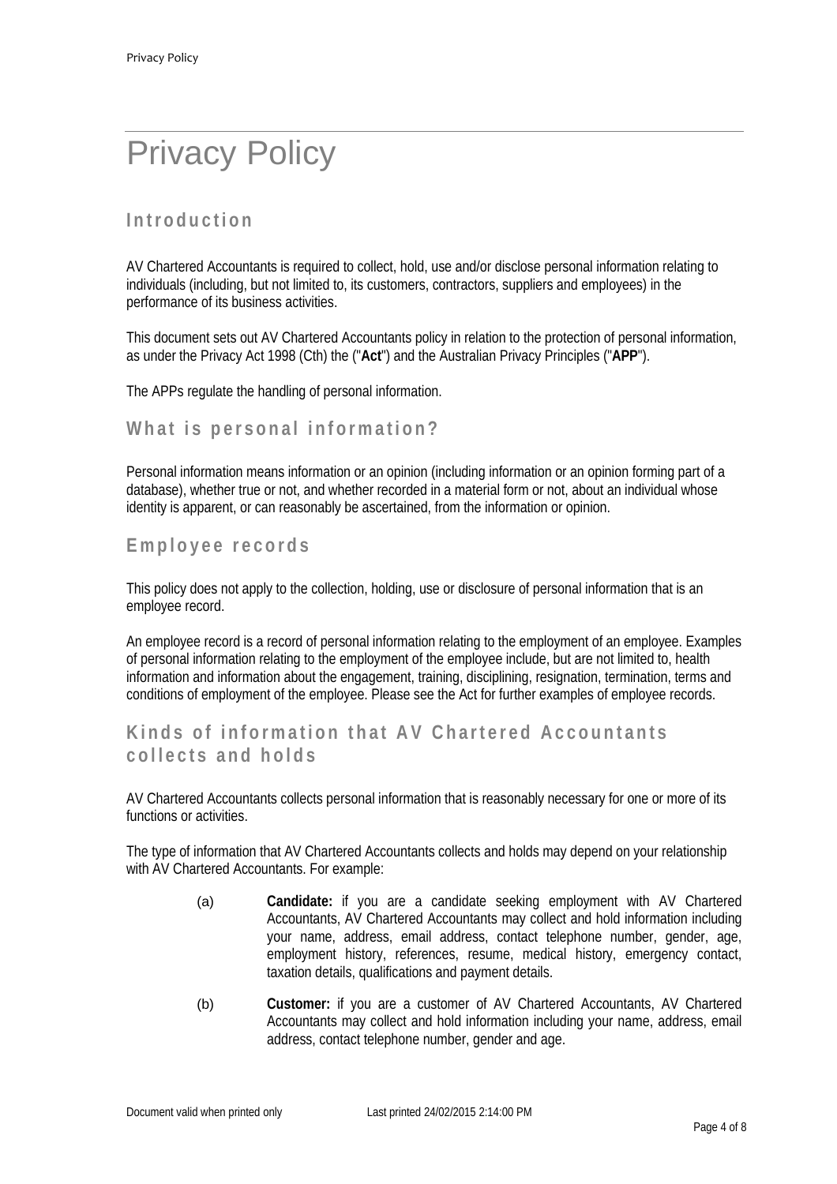# Privacy Policy

## Introduction

AV Chartered Accountants is required to collect, hold, use and/or disclose personal information relating to individuals (including, but not limited to, its customers, contractors, suppliers and employees) in the performance of its business activities.

This document sets out AV Chartered Accountants policy in relation to the protection of personal information, as under the Privacy Act 1998 (Cth) the ("**Act**") and the Australian Privacy Principles ("**APP**").

The APPs regulate the handling of personal information.

## What is personal information?

Personal information means information or an opinion (including information or an opinion forming part of a database), whether true or not, and whether recorded in a material form or not, about an individual whose identity is apparent, or can reasonably be ascertained, from the information or opinion.

## Employee records

This policy does not apply to the collection, holding, use or disclosure of personal information that is an employee record.

An employee record is a record of personal information relating to the employment of an employee. Examples of personal information relating to the employment of the employee include, but are not limited to, health information and information about the engagement, training, disciplining, resignation, termination, terms and conditions of employment of the employee. Please see the Act for further examples of employee records.

## Kinds of information that AV Chartered Accountants collects and holds

AV Chartered Accountants collects personal information that is reasonably necessary for one or more of its functions or activities.

The type of information that AV Chartered Accountants collects and holds may depend on your relationship with AV Chartered Accountants. For example:

(a) **Candidate:** if you are a candidate seeking employment with AV Chartered Accountants, AV Chartered Accountants may collect and hold information including your name, address, email address, contact telephone number, gender, age, employment history, references, resume, medical history, emergency contact, taxation details, qualifications and payment details.

(b) **Customer:** if you are a customer of AV Chartered Accountants, AV Chartered Accountants may collect and hold information including your name, address, email address, contact telephone number, gender and age.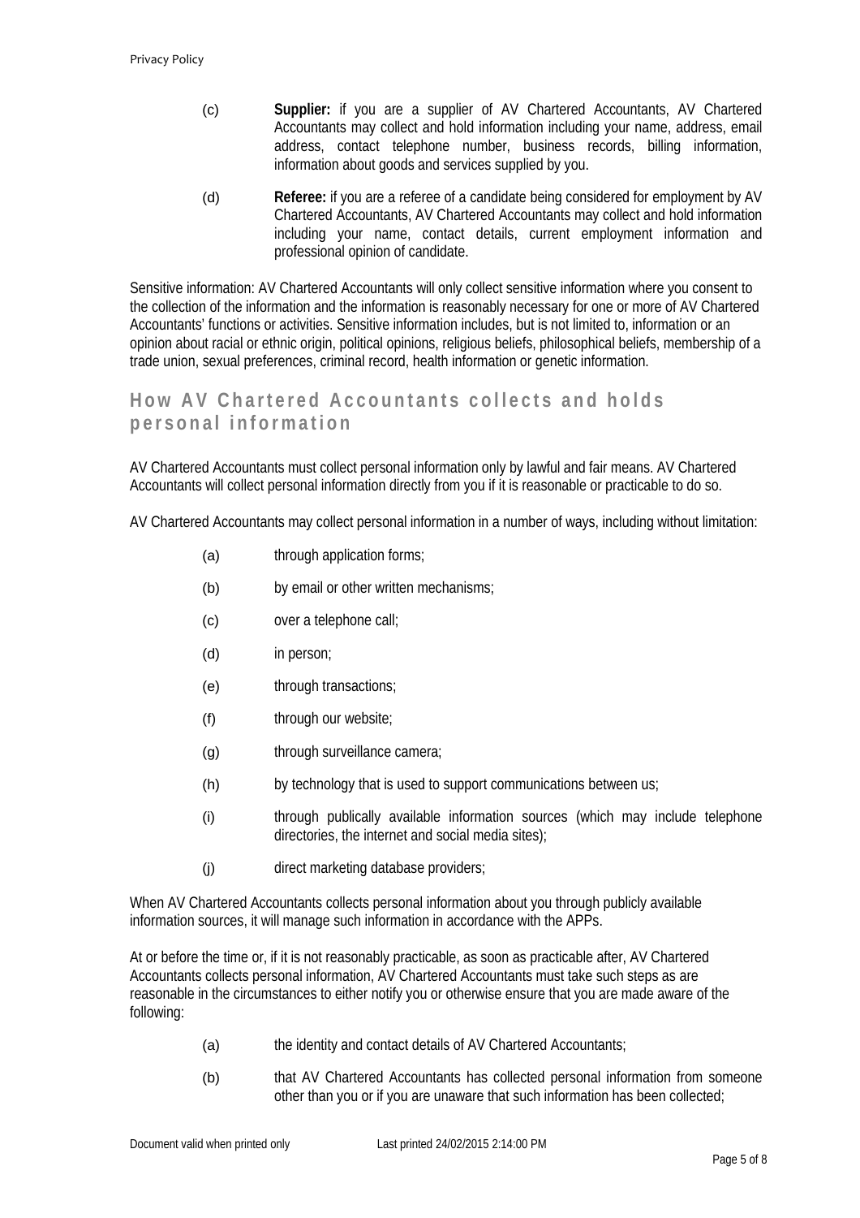(c) **Supplier:** if you are a supplier of AV Chartered Accountants, AV Chartered Accountants may collect and hold information including your name, address, email address, contact telephone number, business records, billing information, information about goods and services supplied by you.

(d) **Referee:** if you are a referee of a candidate being considered for employment by AV Chartered Accountants, AV Chartered Accountants may collect and hold information including your name, contact details, current employment information and professional opinion of candidate.

Sensitive information: AV Chartered Accountants will only collect sensitive information where you consent to the collection of the information and the information is reasonably necessary for one or more of AV Chartered Accountants' functions or activities. Sensitive information includes, but is not limited to, information or an opinion about racial or ethnic origin, political opinions, religious beliefs, philosophical beliefs, membership of a trade union, sexual preferences, criminal record, health information or genetic information.

## How AV Chartered Accountants collects and holds personal information

AV Chartered Accountants must collect personal information only by lawful and fair means. AV Chartered Accountants will collect personal information directly from you if it is reasonable or practicable to do so.

AV Chartered Accountants may collect personal information in a number of ways, including without limitation:

(a) through application forms;

(b) by email or other written mechanisms;

(c) over a telephone call;

(d) in person;

(e) through transactions;

(f) through our website;

(g) through surveillance camera;

(h) by technology that is used to support communications between us;

(i) through publically available information sources (which may include telephone directories, the internet and social media sites);

(j) direct marketing database providers;

When AV Chartered Accountants collects personal information about you through publicly available information sources, it will manage such information in accordance with the APPs.

At or before the time or, if it is not reasonably practicable, as soon as practicable after, AV Chartered Accountants collects personal information, AV Chartered Accountants must take such steps as are reasonable in the circumstances to either notify you or otherwise ensure that you are made aware of the following:

(a) the identity and contact details of AV Chartered Accountants;

(b) that AV Chartered Accountants has collected personal information from someone other than you or if you are unaware that such information has been collected;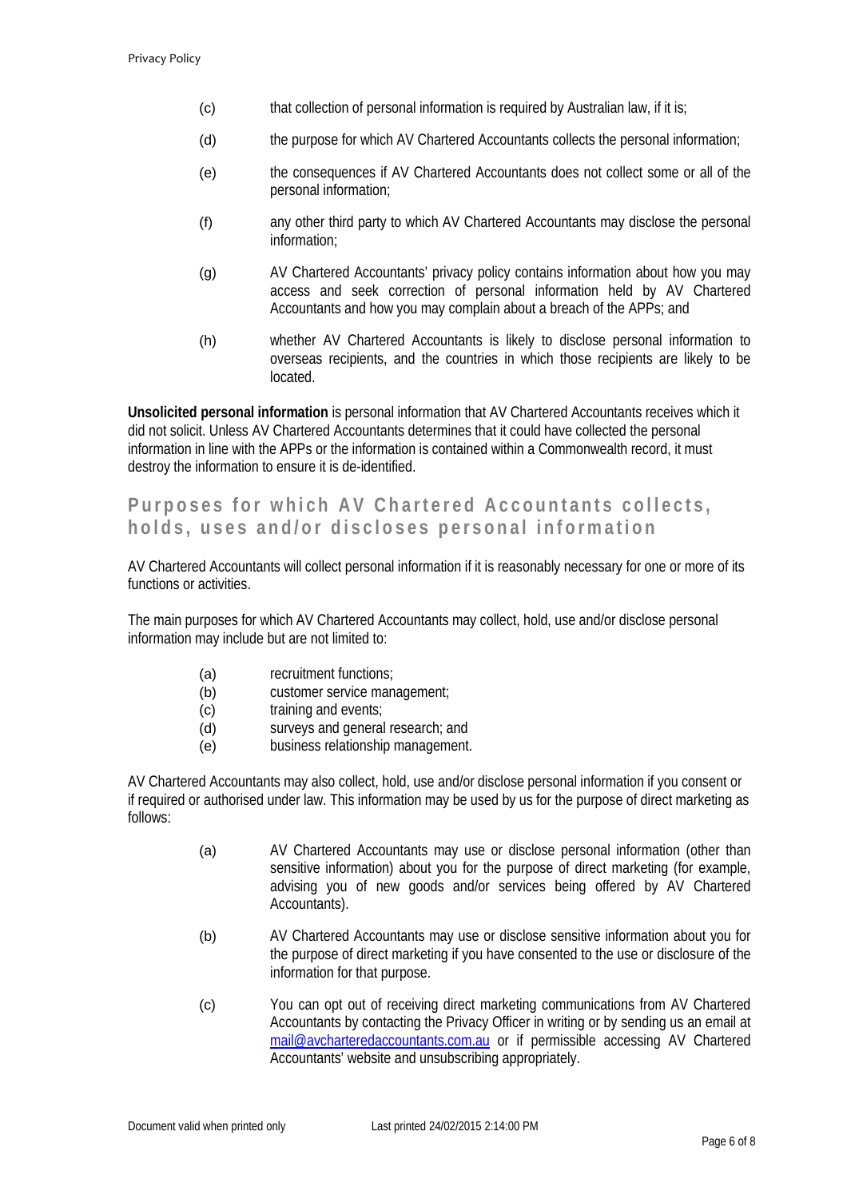(c) that collection of personal information is required by Australian law, if it is;

(d) the purpose for which AV Chartered Accountants collects the personal information;

(e) the consequences if AV Chartered Accountants does not collect some or all of the personal information;

(f) any other third party to which AV Chartered Accountants may disclose the personal information;

(g) AV Chartered Accountants' privacy policy contains information about how you may access and seek correction of personal information held by AV Chartered Accountants and how you may complain about a breach of the APPs; and

(h) whether AV Chartered Accountants is likely to disclose personal information to overseas recipients, and the countries in which those recipients are likely to be located.

**Unsolicited personal information** is personal information that AV Chartered Accountants receives which it did not solicit. Unless AV Chartered Accountants determines that it could have collected the personal information in line with the APPs or the information is contained within a Commonwealth record, it must destroy the information to ensure it is de-identified.

## Purposes for which AV Chartered Accountants collects, holds, uses and/or discloses personal information

AV Chartered Accountants will collect personal information if it is reasonably necessary for one or more of its functions or activities.

The main purposes for which AV Chartered Accountants may collect, hold, use and/or disclose personal information may include but are not limited to:

(a) recruitment functions;
(b) customer service management;
(c) training and events;
(d) surveys and general research; and
(e) business relationship management.

AV Chartered Accountants may also collect, hold, use and/or disclose personal information if you consent or if required or authorised under law. This information may be used by us for the purpose of direct marketing as follows:

(a) AV Chartered Accountants may use or disclose personal information (other than sensitive information) about you for the purpose of direct marketing (for example, advising you of new goods and/or services being offered by AV Chartered Accountants).

(b) AV Chartered Accountants may use or disclose sensitive information about you for the purpose of direct marketing if you have consented to the use or disclosure of the information for that purpose.

(c) You can opt out of receiving direct marketing communications from AV Chartered Accountants by contacting the Privacy Officer in writing or by sending us an email at mail@avcharteredaccountants.com.au or if permissible accessing AV Chartered Accountants' website and unsubscribing appropriately.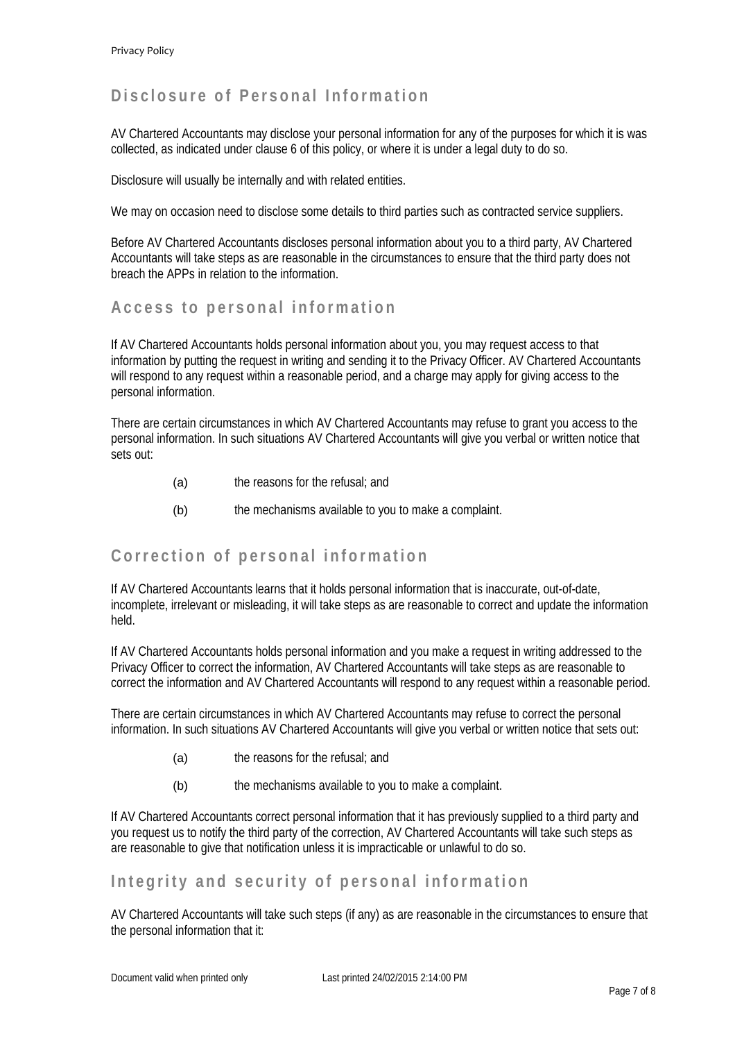## Disclosure of Personal Information

AV Chartered Accountants may disclose your personal information for any of the purposes for which it is was collected, as indicated under clause 6 of this policy, or where it is under a legal duty to do so.

Disclosure will usually be internally and with related entities.

We may on occasion need to disclose some details to third parties such as contracted service suppliers.

Before AV Chartered Accountants discloses personal information about you to a third party, AV Chartered Accountants will take steps as are reasonable in the circumstances to ensure that the third party does not breach the APPs in relation to the information.

## Access to personal information

If AV Chartered Accountants holds personal information about you, you may request access to that information by putting the request in writing and sending it to the Privacy Officer. AV Chartered Accountants will respond to any request within a reasonable period, and a charge may apply for giving access to the personal information.

There are certain circumstances in which AV Chartered Accountants may refuse to grant you access to the personal information. In such situations AV Chartered Accountants will give you verbal or written notice that sets out:

(a) the reasons for the refusal; and

(b) the mechanisms available to you to make a complaint.

## Correction of personal information

If AV Chartered Accountants learns that it holds personal information that is inaccurate, out-of-date, incomplete, irrelevant or misleading, it will take steps as are reasonable to correct and update the information held.

If AV Chartered Accountants holds personal information and you make a request in writing addressed to the Privacy Officer to correct the information, AV Chartered Accountants will take steps as are reasonable to correct the information and AV Chartered Accountants will respond to any request within a reasonable period.

There are certain circumstances in which AV Chartered Accountants may refuse to correct the personal information. In such situations AV Chartered Accountants will give you verbal or written notice that sets out:

(a) the reasons for the refusal; and

(b) the mechanisms available to you to make a complaint.

If AV Chartered Accountants correct personal information that it has previously supplied to a third party and you request us to notify the third party of the correction, AV Chartered Accountants will take such steps as are reasonable to give that notification unless it is impracticable or unlawful to do so.

## Integrity and security of personal information

AV Chartered Accountants will take such steps (if any) as are reasonable in the circumstances to ensure that the personal information that it: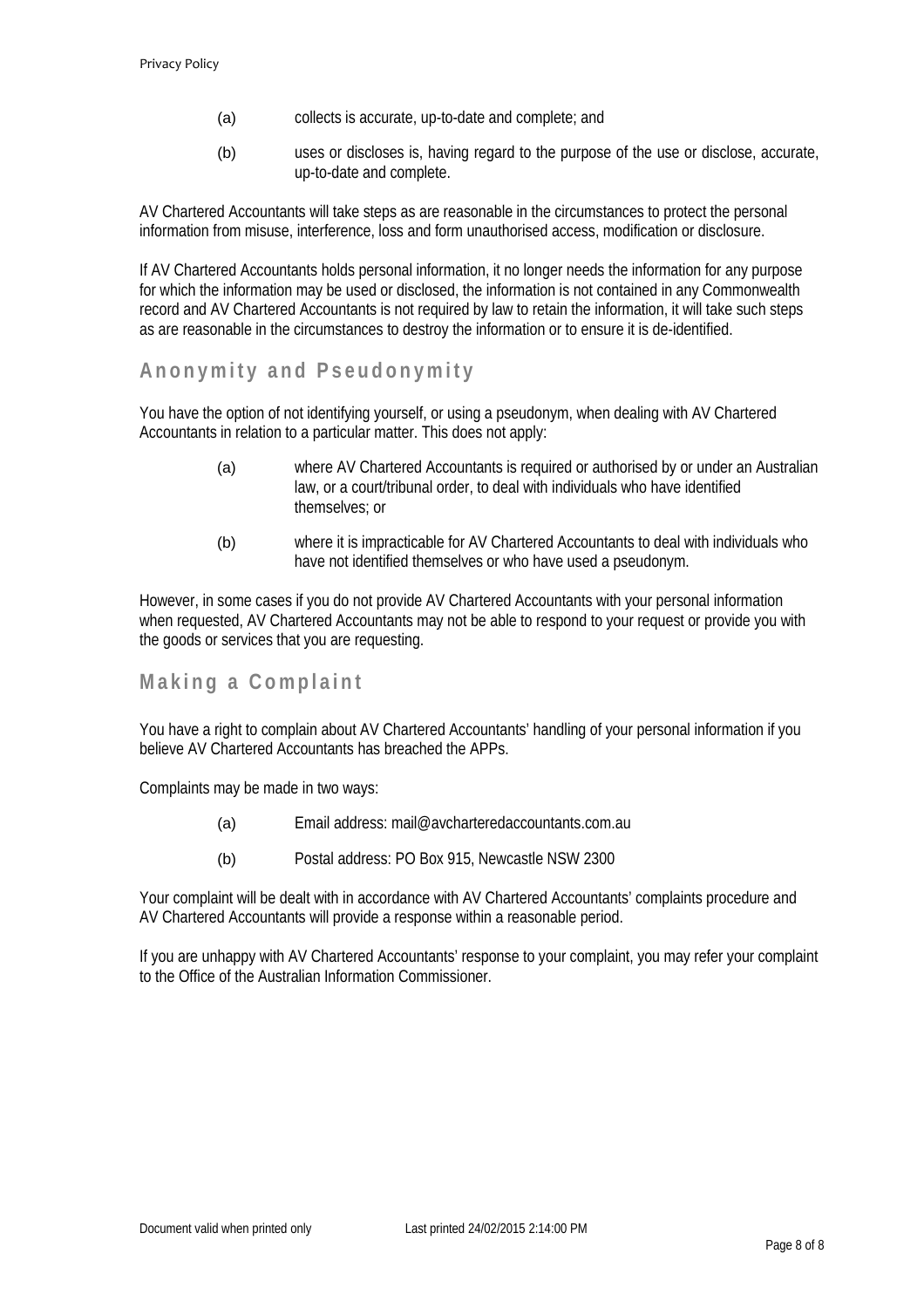(a) collects is accurate, up-to-date and complete; and

(b) uses or discloses is, having regard to the purpose of the use or disclose, accurate, up-to-date and complete.

AV Chartered Accountants will take steps as are reasonable in the circumstances to protect the personal information from misuse, interference, loss and form unauthorised access, modification or disclosure.

If AV Chartered Accountants holds personal information, it no longer needs the information for any purpose for which the information may be used or disclosed, the information is not contained in any Commonwealth record and AV Chartered Accountants is not required by law to retain the information, it will take such steps as are reasonable in the circumstances to destroy the information or to ensure it is de-identified.

## Anonymity and Pseudonymity

You have the option of not identifying yourself, or using a pseudonym, when dealing with AV Chartered Accountants in relation to a particular matter. This does not apply:

(a) where AV Chartered Accountants is required or authorised by or under an Australian law, or a court/tribunal order, to deal with individuals who have identified themselves; or

(b) where it is impracticable for AV Chartered Accountants to deal with individuals who have not identified themselves or who have used a pseudonym.

However, in some cases if you do not provide AV Chartered Accountants with your personal information when requested, AV Chartered Accountants may not be able to respond to your request or provide you with the goods or services that you are requesting.

## Making a Complaint

You have a right to complain about AV Chartered Accountants' handling of your personal information if you believe AV Chartered Accountants has breached the APPs.

Complaints may be made in two ways:

(a) Email address: mail@avcharteredaccountants.com.au

(b) Postal address: PO Box 915, Newcastle NSW 2300

Your complaint will be dealt with in accordance with AV Chartered Accountants' complaints procedure and AV Chartered Accountants will provide a response within a reasonable period.

If you are unhappy with AV Chartered Accountants' response to your complaint, you may refer your complaint to the Office of the Australian Information Commissioner.